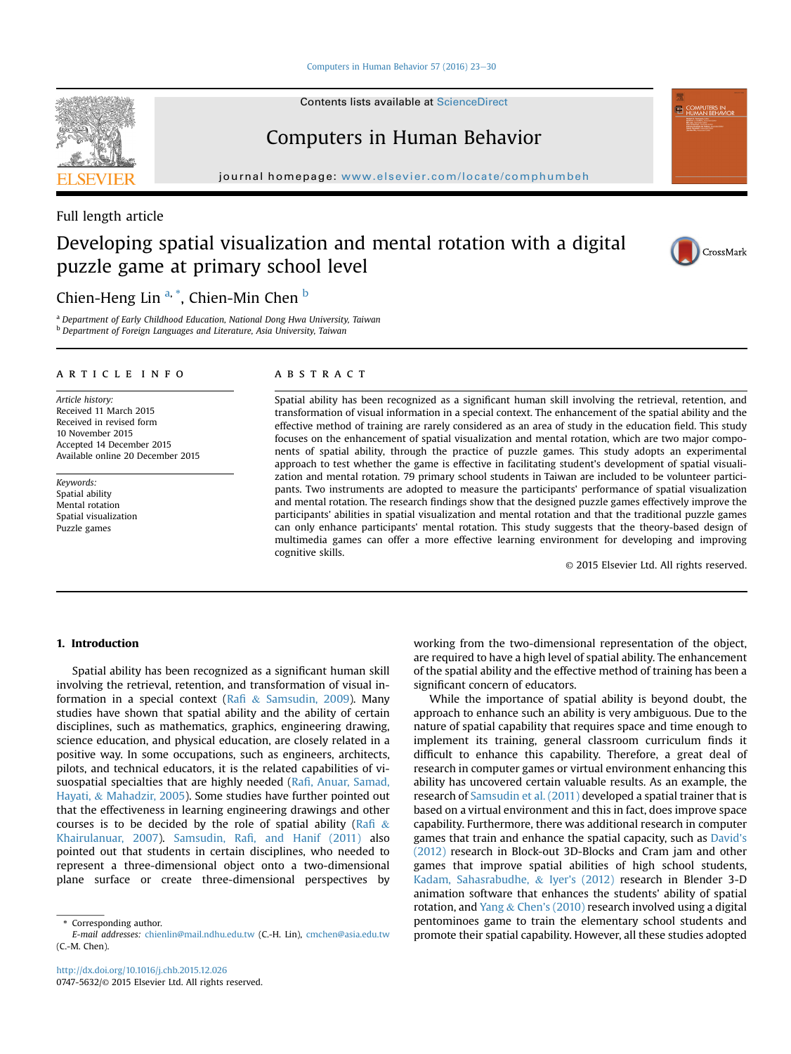Full length article

# Developing spatial visualization and mental rotation with a digital puzzle game at primary school level

Chien-Heng Lin [a,*], Chien-Min Chen [b]

[a] Department of Early Childhood Education, National Dong Hwa University, Taiwan
[b] Department of Foreign Languages and Literature, Asia University, Taiwan

## ARTICLE INFO

*Article history:*
Received 11 March 2015
Received in revised form
10 November 2015
Accepted 14 December 2015
Available online 20 December 2015

*Keywords:*
Spatial ability
Mental rotation
Spatial visualization
Puzzle games

## ABSTRACT

Spatial ability has been recognized as a significant human skill involving the retrieval, retention, and transformation of visual information in a special context. The enhancement of the spatial ability and the effective method of training are rarely considered as an area of study in the education field. This study focuses on the enhancement of spatial visualization and mental rotation, which are two major components of spatial ability, through the practice of puzzle games. This study adopts an experimental approach to test whether the game is effective in facilitating student's development of spatial visualization and mental rotation. 79 primary school students in Taiwan are included to be volunteer participants. Two instruments are adopted to measure the participants' performance of spatial visualization and mental rotation. The research findings show that the designed puzzle games effectively improve the participants' abilities in spatial visualization and mental rotation and that the traditional puzzle games can only enhance participants' mental rotation. This study suggests that the theory-based design of multimedia games can offer a more effective learning environment for developing and improving cognitive skills.

© 2015 Elsevier Ltd. All rights reserved.

## 1. Introduction

Spatial ability has been recognized as a significant human skill involving the retrieval, retention, and transformation of visual information in a special context (Rafi & Samsudin, 2009). Many studies have shown that spatial ability and the ability of certain disciplines, such as mathematics, graphics, engineering drawing, science education, and physical education, are closely related in a positive way. In some occupations, such as engineers, architects, pilots, and technical educators, it is the related capabilities of visuospatial specialties that are highly needed (Rafi, Anuar, Samad, Hayati, & Mahadzir, 2005). Some studies have further pointed out that the effectiveness in learning engineering drawings and other courses is to be decided by the role of spatial ability (Rafi & Khairulanuar, 2007). Samsudin, Rafi, and Hanif (2011) also pointed out that students in certain disciplines, who needed to represent a three-dimensional object onto a two-dimensional plane surface or create three-dimensional perspectives by working from the two-dimensional representation of the object, are required to have a high level of spatial ability. The enhancement of the spatial ability and the effective method of training has been a significant concern of educators.

While the importance of spatial ability is beyond doubt, the approach to enhance such an ability is very ambiguous. Due to the nature of spatial capability that requires space and time enough to implement its training, general classroom curriculum finds it difficult to enhance this capability. Therefore, a great deal of research in computer games or virtual environment enhancing this ability has uncovered certain valuable results. As an example, the research of Samsudin et al. (2011) developed a spatial trainer that is based on a virtual environment and this in fact, does improve space capability. Furthermore, there was additional research in computer games that train and enhance the spatial capacity, such as David's (2012) research in Block-out 3D-Blocks and Cram jam and other games that improve spatial abilities of high school students, Kadam, Sahasrabudhe, & Iyer's (2012) research in Blender 3-D animation software that enhances the students' ability of spatial rotation, and Yang & Chen's (2010) research involved using a digital pentominoes game to train the elementary school students and promote their spatial capability. However, all these studies adopted

* Corresponding author.
*E-mail addresses:* chienlin@mail.ndhu.edu.tw (C.-H. Lin), cmchen@asia.edu.tw (C.-M. Chen).

http://dx.doi.org/10.1016/j.chb.2015.12.026
0747-5632/© 2015 Elsevier Ltd. All rights reserved.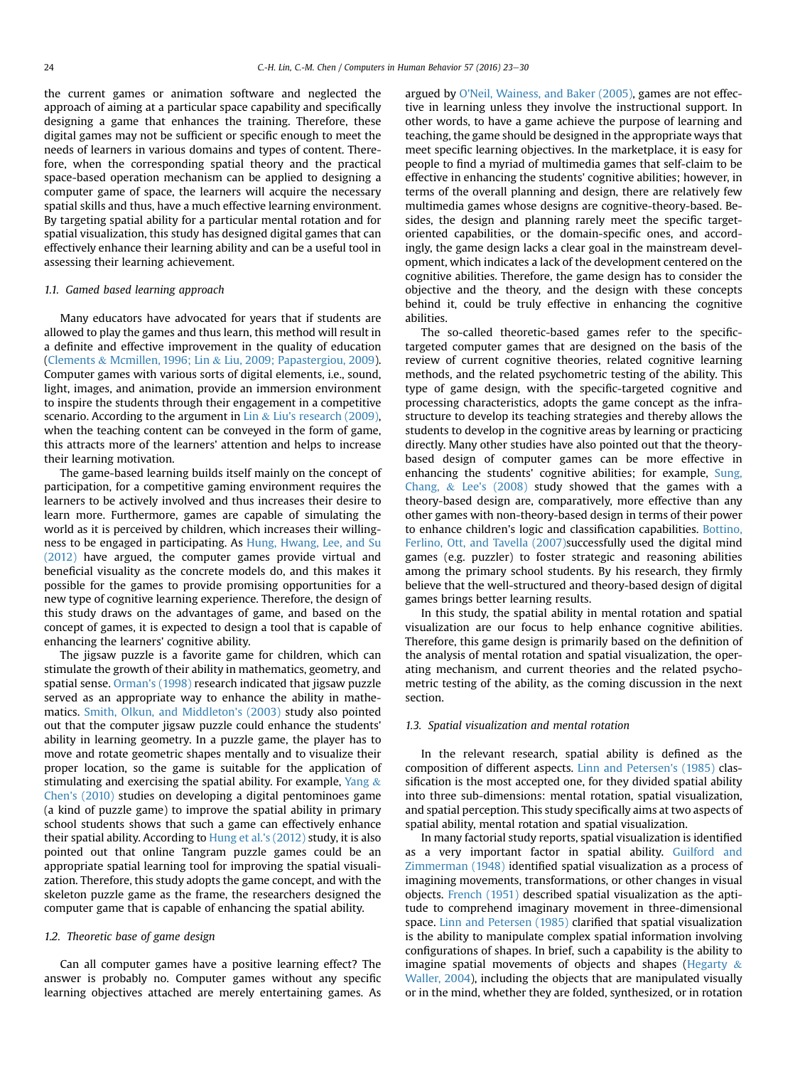the current games or animation software and neglected the approach of aiming at a particular space capability and specifically designing a game that enhances the training. Therefore, these digital games may not be sufficient or specific enough to meet the needs of learners in various domains and types of content. Therefore, when the corresponding spatial theory and the practical space-based operation mechanism can be applied to designing a computer game of space, the learners will acquire the necessary spatial skills and thus, have a much effective learning environment. By targeting spatial ability for a particular mental rotation and for spatial visualization, this study has designed digital games that can effectively enhance their learning ability and can be a useful tool in assessing their learning achievement.

### 1.1. Gamed based learning approach

Many educators have advocated for years that if students are allowed to play the games and thus learn, this method will result in a definite and effective improvement in the quality of education (Clements & Mcmillen, 1996; Lin & Liu, 2009; Papastergiou, 2009). Computer games with various sorts of digital elements, i.e., sound, light, images, and animation, provide an immersion environment to inspire the students through their engagement in a competitive scenario. According to the argument in Lin & Liu's research (2009), when the teaching content can be conveyed in the form of game, this attracts more of the learners' attention and helps to increase their learning motivation.

The game-based learning builds itself mainly on the concept of participation, for a competitive gaming environment requires the learners to be actively involved and thus increases their desire to learn more. Furthermore, games are capable of simulating the world as it is perceived by children, which increases their willingness to be engaged in participating. As Hung, Hwang, Lee, and Su (2012) have argued, the computer games provide virtual and beneficial visuality as the concrete models do, and this makes it possible for the games to provide promising opportunities for a new type of cognitive learning experience. Therefore, the design of this study draws on the advantages of game, and based on the concept of games, it is expected to design a tool that is capable of enhancing the learners' cognitive ability.

The jigsaw puzzle is a favorite game for children, which can stimulate the growth of their ability in mathematics, geometry, and spatial sense. Orman's (1998) research indicated that jigsaw puzzle served as an appropriate way to enhance the ability in mathematics. Smith, Olkun, and Middleton's (2003) study also pointed out that the computer jigsaw puzzle could enhance the students' ability in learning geometry. In a puzzle game, the player has to move and rotate geometric shapes mentally and to visualize their proper location, so the game is suitable for the application of stimulating and exercising the spatial ability. For example, Yang & Chen's (2010) studies on developing a digital pentominoes game (a kind of puzzle game) to improve the spatial ability in primary school students shows that such a game can effectively enhance their spatial ability. According to Hung et al.'s (2012) study, it is also pointed out that online Tangram puzzle games could be an appropriate spatial learning tool for improving the spatial visualization. Therefore, this study adopts the game concept, and with the skeleton puzzle game as the frame, the researchers designed the computer game that is capable of enhancing the spatial ability.

### 1.2. Theoretic base of game design

Can all computer games have a positive learning effect? The answer is probably no. Computer games without any specific learning objectives attached are merely entertaining games. As argued by O'Neil, Wainess, and Baker (2005), games are not effective in learning unless they involve the instructional support. In other words, to have a game achieve the purpose of learning and teaching, the game should be designed in the appropriate ways that meet specific learning objectives. In the marketplace, it is easy for people to find a myriad of multimedia games that self-claim to be effective in enhancing the students' cognitive abilities; however, in terms of the overall planning and design, there are relatively few multimedia games whose designs are cognitive-theory-based. Besides, the design and planning rarely meet the specific target-oriented capabilities, or the domain-specific ones, and accordingly, the game design lacks a clear goal in the mainstream development, which indicates a lack of the development centered on the cognitive abilities. Therefore, the game design has to consider the objective and the theory, and the design with these concepts behind it, could be truly effective in enhancing the cognitive abilities.

The so-called theoretic-based games refer to the specific-targeted computer games that are designed on the basis of the review of current cognitive theories, related cognitive learning methods, and the related psychometric testing of the ability. This type of game design, with the specific-targeted cognitive and processing characteristics, adopts the game concept as the infrastructure to develop its teaching strategies and thereby allows the students to develop in the cognitive areas by learning or practicing directly. Many other studies have also pointed out that the theory-based design of computer games can be more effective in enhancing the students' cognitive abilities; for example, Sung, Chang, & Lee's (2008) study showed that the games with a theory-based design are, comparatively, more effective than any other games with non-theory-based design in terms of their power to enhance children's logic and classification capabilities. Bottino, Ferlino, Ott, and Tavella (2007)successfully used the digital mind games (e.g. puzzler) to foster strategic and reasoning abilities among the primary school students. By his research, they firmly believe that the well-structured and theory-based design of digital games brings better learning results.

In this study, the spatial ability in mental rotation and spatial visualization are our focus to help enhance cognitive abilities. Therefore, this game design is primarily based on the definition of the analysis of mental rotation and spatial visualization, the operating mechanism, and current theories and the related psychometric testing of the ability, as the coming discussion in the next section.

### 1.3. Spatial visualization and mental rotation

In the relevant research, spatial ability is defined as the composition of different aspects. Linn and Petersen's (1985) classification is the most accepted one, for they divided spatial ability into three sub-dimensions: mental rotation, spatial visualization, and spatial perception. This study specifically aims at two aspects of spatial ability, mental rotation and spatial visualization.

In many factorial study reports, spatial visualization is identified as a very important factor in spatial ability. Guilford and Zimmerman (1948) identified spatial visualization as a process of imagining movements, transformations, or other changes in visual objects. French (1951) described spatial visualization as the aptitude to comprehend imaginary movement in three-dimensional space. Linn and Petersen (1985) clarified that spatial visualization is the ability to manipulate complex spatial information involving configurations of shapes. In brief, such a capability is the ability to imagine spatial movements of objects and shapes (Hegarty & Waller, 2004), including the objects that are manipulated visually or in the mind, whether they are folded, synthesized, or in rotation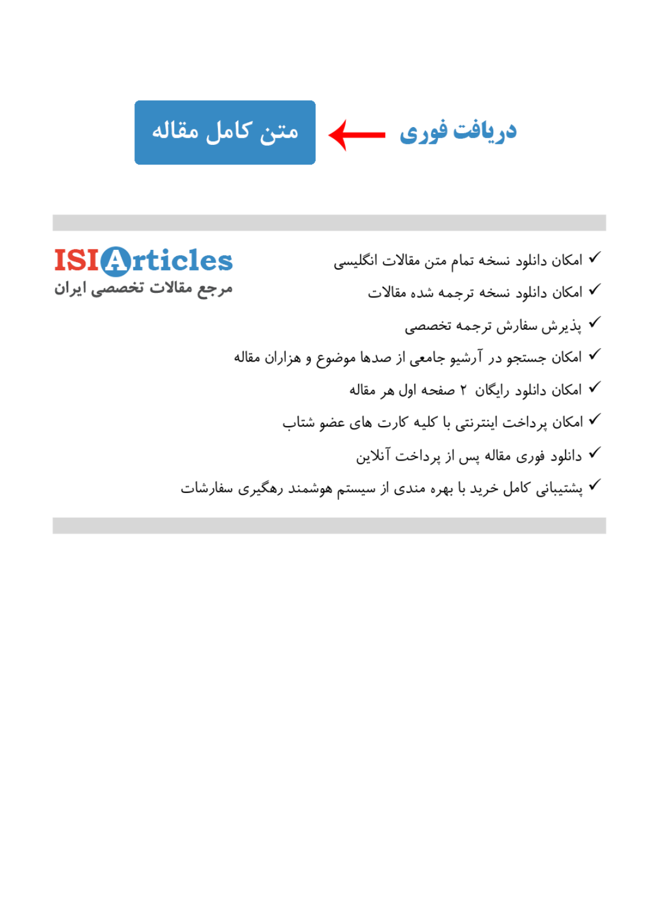دریافت فوری ← متن کامل مقاله

**ISIArticles**
مرجع مقالات تخصصی ایران

- ✓ امکان دانلود نسخه تمام متن مقالات انگلیسی
- ✓ امکان دانلود نسخه ترجمه شده مقالات
- ✓ پذیرش سفارش ترجمه تخصصی
- ✓ امکان جستجو در آرشیو جامعی از صدها موضوع و هزاران مقاله
- ✓ امکان دانلود رایگان ۲ صفحه اول هر مقاله
- ✓ امکان پرداخت اینترنتی با کلیه کارت های عضو شتاب
- ✓ دانلود فوری مقاله پس از پرداخت آنلاین
- ✓ پشتیبانی کامل خرید با بهره مندی از سیستم هوشمند رهگیری سفارشات